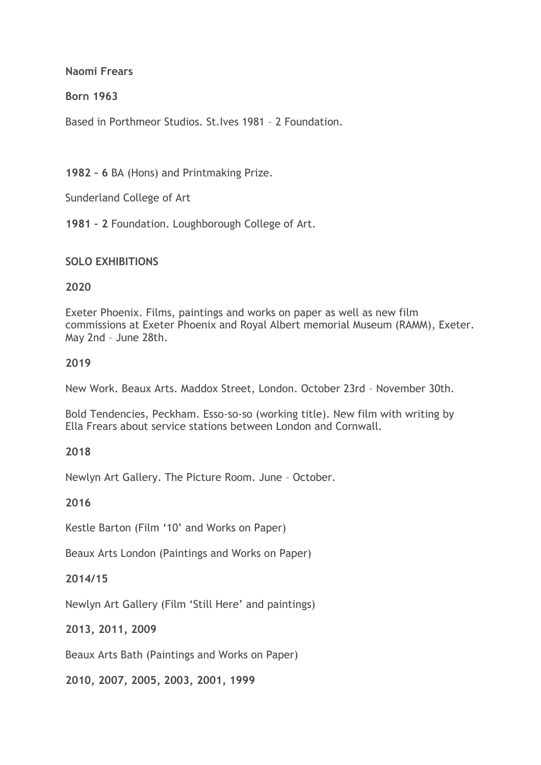**Naomi Frears**

**Born 1963**

Based in Porthmeor Studios. St.Ives 1981 – 2 Foundation.

**1982 – 6** BA (Hons) and Printmaking Prize.

Sunderland College of Art

**1981 – 2** Foundation. Loughborough College of Art.

**SOLO EXHIBITIONS**

**2020**

Exeter Phoenix. Films, paintings and works on paper as well as new film commissions at Exeter Phoenix and Royal Albert memorial Museum (RAMM), Exeter. May 2nd – June 28th.

**2019**

New Work. Beaux Arts. Maddox Street, London. October 23rd – November 30th.

Bold Tendencies, Peckham. Esso-so-so (working title). New film with writing by Ella Frears about service stations between London and Cornwall.

**2018**

Newlyn Art Gallery. The Picture Room. June – October.

**2016**

Kestle Barton (Film '10' and Works on Paper)

Beaux Arts London (Paintings and Works on Paper)

**2014/15**

Newlyn Art Gallery (Film 'Still Here' and paintings)

**2013, 2011, 2009**

Beaux Arts Bath (Paintings and Works on Paper)

**2010, 2007, 2005, 2003, 2001, 1999**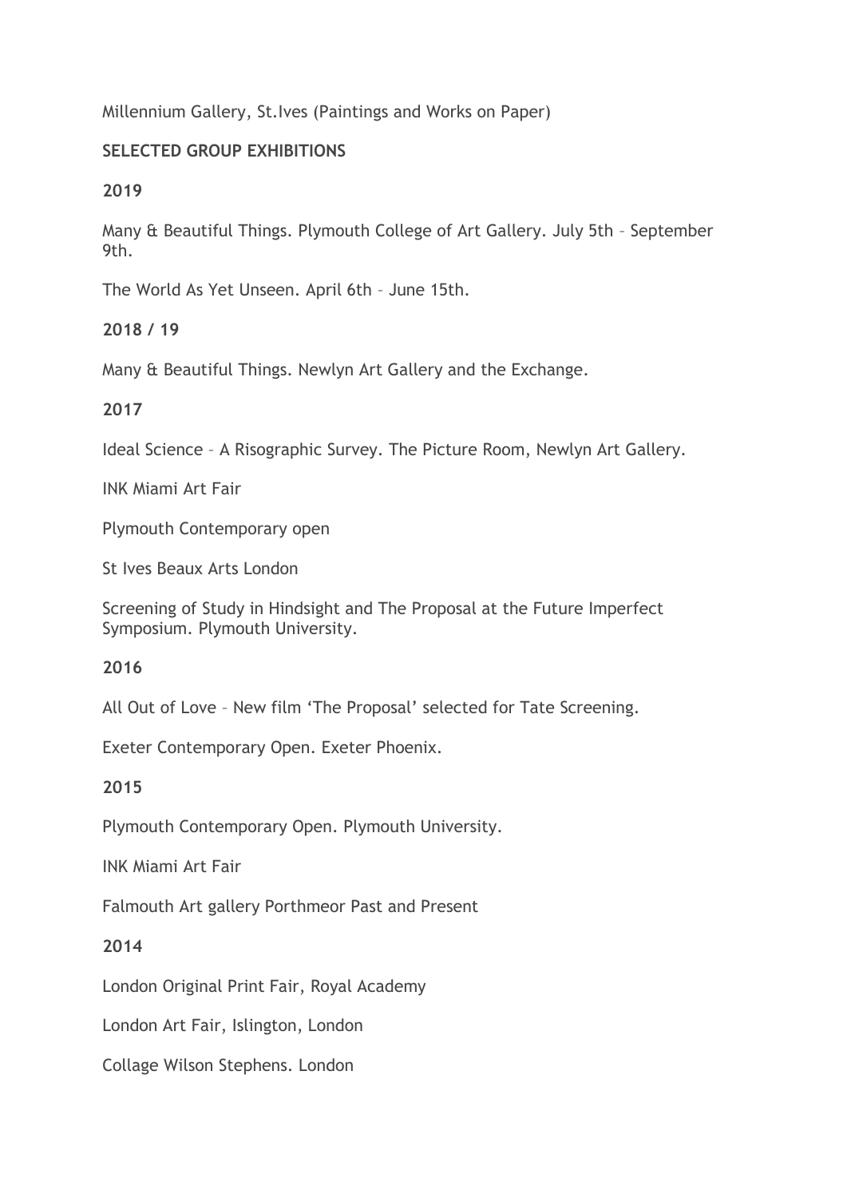Millennium Gallery, St.Ives (Paintings and Works on Paper)

**SELECTED GROUP EXHIBITIONS**

**2019**

Many & Beautiful Things. Plymouth College of Art Gallery. July 5th – September 9th.

The World As Yet Unseen. April 6th – June 15th.

**2018 / 19**

Many & Beautiful Things. Newlyn Art Gallery and the Exchange.

**2017**

Ideal Science – A Risographic Survey. The Picture Room, Newlyn Art Gallery.

INK Miami Art Fair

Plymouth Contemporary open

St Ives Beaux Arts London

Screening of Study in Hindsight and The Proposal at the Future Imperfect Symposium. Plymouth University.

**2016**

All Out of Love – New film 'The Proposal' selected for Tate Screening.

Exeter Contemporary Open. Exeter Phoenix.

**2015**

Plymouth Contemporary Open. Plymouth University.

INK Miami Art Fair

Falmouth Art gallery Porthmeor Past and Present

**2014**

London Original Print Fair, Royal Academy

London Art Fair, Islington, London

Collage Wilson Stephens. London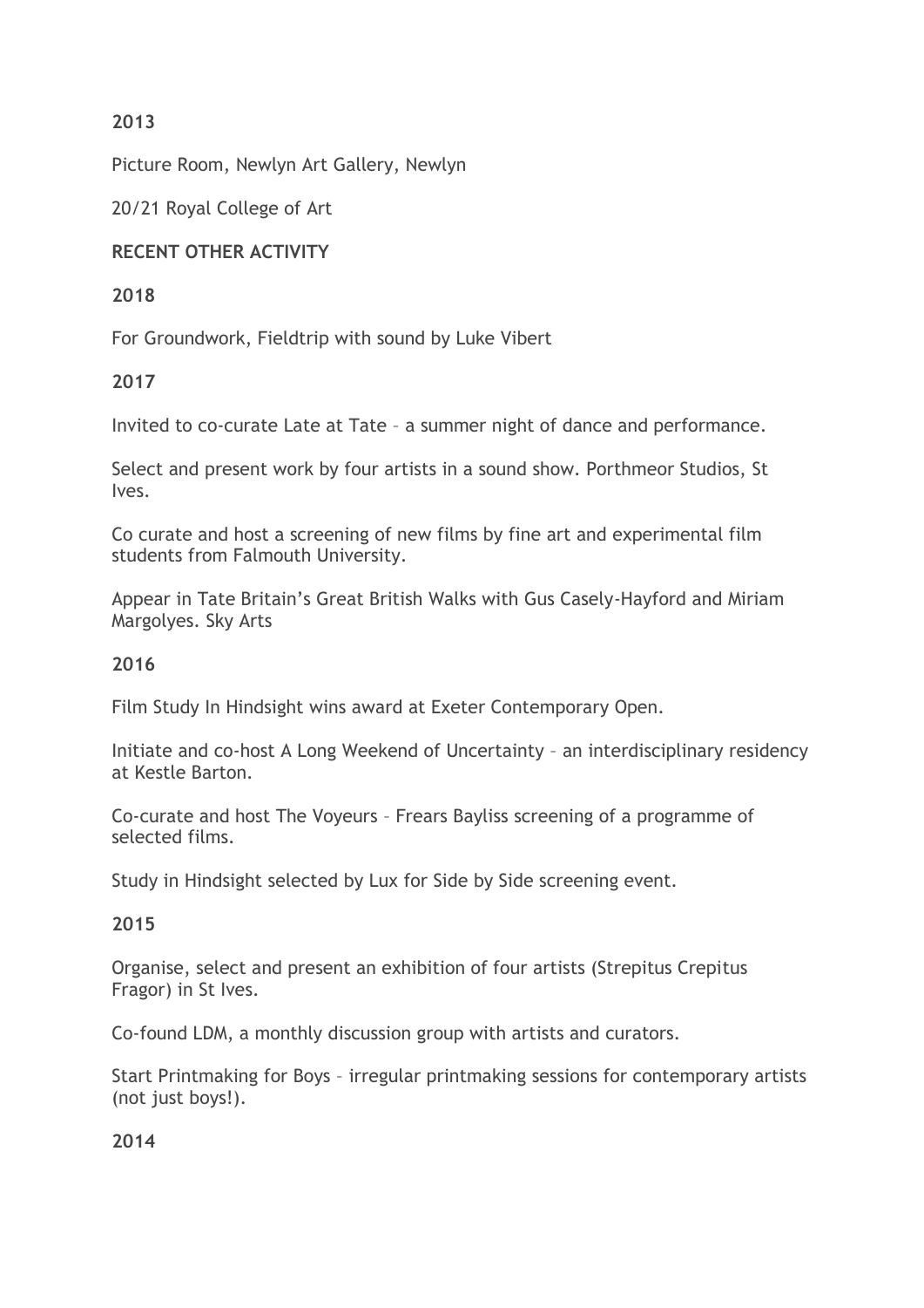**2013**

Picture Room, Newlyn Art Gallery, Newlyn

20/21 Royal College of Art

**RECENT OTHER ACTIVITY**

**2018**

For Groundwork, Fieldtrip with sound by Luke Vibert

**2017**

Invited to co-curate Late at Tate – a summer night of dance and performance.

Select and present work by four artists in a sound show. Porthmeor Studios, St Ives.

Co curate and host a screening of new films by fine art and experimental film students from Falmouth University.

Appear in Tate Britain's Great British Walks with Gus Casely-Hayford and Miriam Margolyes. Sky Arts

**2016**

Film Study In Hindsight wins award at Exeter Contemporary Open.

Initiate and co-host A Long Weekend of Uncertainty – an interdisciplinary residency at Kestle Barton.

Co-curate and host The Voyeurs – Frears Bayliss screening of a programme of selected films.

Study in Hindsight selected by Lux for Side by Side screening event.

**2015**

Organise, select and present an exhibition of four artists (Strepitus Crepitus Fragor) in St Ives.

Co-found LDM, a monthly discussion group with artists and curators.

Start Printmaking for Boys – irregular printmaking sessions for contemporary artists (not just boys!).

**2014**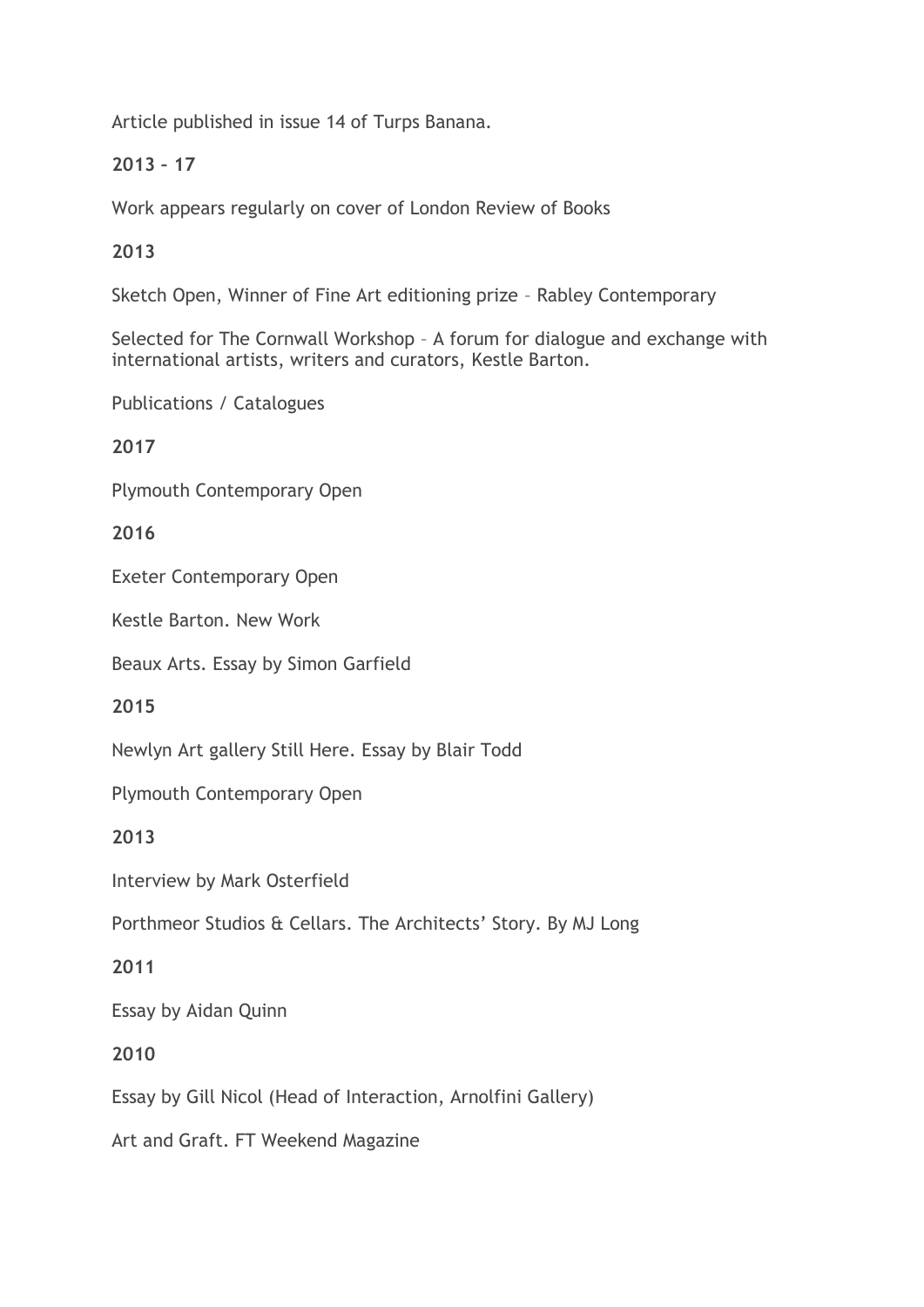Article published in issue 14 of Turps Banana.

**2013 – 17**

Work appears regularly on cover of London Review of Books

**2013**

Sketch Open, Winner of Fine Art editioning prize – Rabley Contemporary

Selected for The Cornwall Workshop – A forum for dialogue and exchange with international artists, writers and curators, Kestle Barton.

Publications / Catalogues

**2017**

Plymouth Contemporary Open

**2016**

Exeter Contemporary Open

Kestle Barton. New Work

Beaux Arts. Essay by Simon Garfield

**2015**

Newlyn Art gallery Still Here. Essay by Blair Todd

Plymouth Contemporary Open

**2013**

Interview by Mark Osterfield

Porthmeor Studios & Cellars. The Architects' Story. By MJ Long

**2011**

Essay by Aidan Quinn

**2010**

Essay by Gill Nicol (Head of Interaction, Arnolfini Gallery)

Art and Graft. FT Weekend Magazine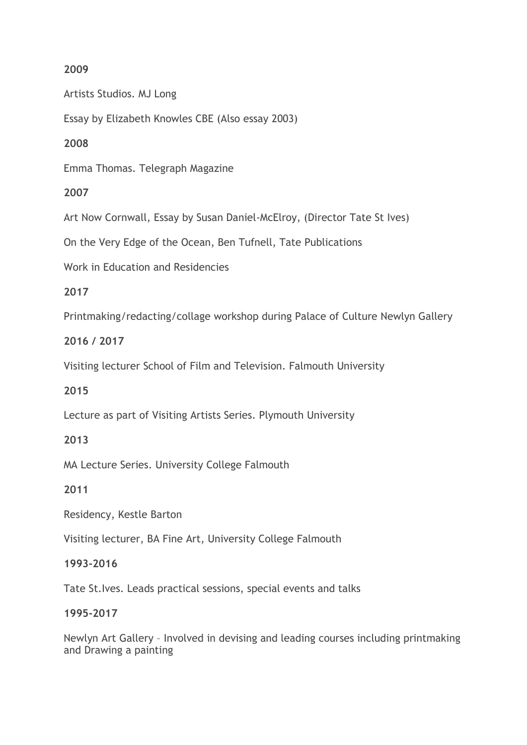**2009**

Artists Studios. MJ Long

Essay by Elizabeth Knowles CBE (Also essay 2003)

**2008**

Emma Thomas. Telegraph Magazine

**2007**

Art Now Cornwall, Essay by Susan Daniel-McElroy, (Director Tate St Ives)

On the Very Edge of the Ocean, Ben Tufnell, Tate Publications

Work in Education and Residencies

**2017**

Printmaking/redacting/collage workshop during Palace of Culture Newlyn Gallery

**2016 / 2017**

Visiting lecturer School of Film and Television. Falmouth University

**2015**

Lecture as part of Visiting Artists Series. Plymouth University

**2013**

MA Lecture Series. University College Falmouth

**2011**

Residency, Kestle Barton

Visiting lecturer, BA Fine Art, University College Falmouth

**1993-2016**

Tate St.Ives. Leads practical sessions, special events and talks

**1995-2017**

Newlyn Art Gallery – Involved in devising and leading courses including printmaking and Drawing a painting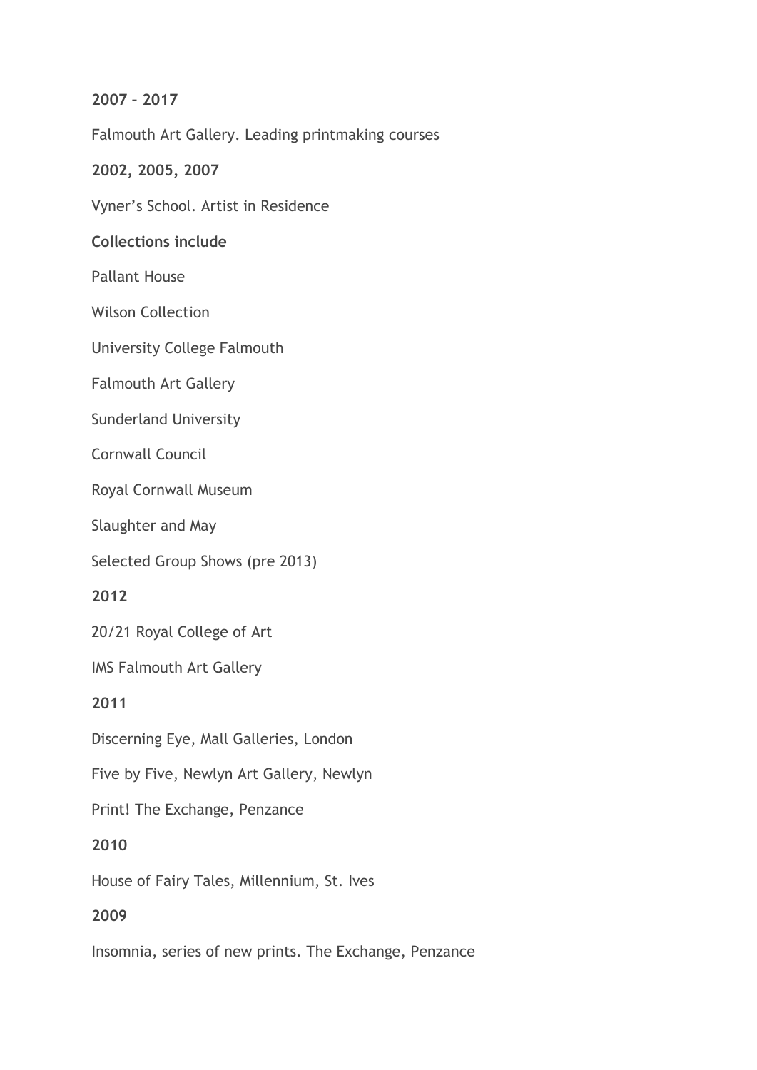**2007 – 2017**

Falmouth Art Gallery. Leading printmaking courses

**2002, 2005, 2007**

Vyner's School. Artist in Residence

**Collections include**

Pallant House

Wilson Collection

University College Falmouth

Falmouth Art Gallery

Sunderland University

Cornwall Council

Royal Cornwall Museum

Slaughter and May

Selected Group Shows (pre 2013)

**2012**

20/21 Royal College of Art

IMS Falmouth Art Gallery

**2011**

Discerning Eye, Mall Galleries, London

Five by Five, Newlyn Art Gallery, Newlyn

Print! The Exchange, Penzance

**2010**

House of Fairy Tales, Millennium, St. Ives

**2009**

Insomnia, series of new prints. The Exchange, Penzance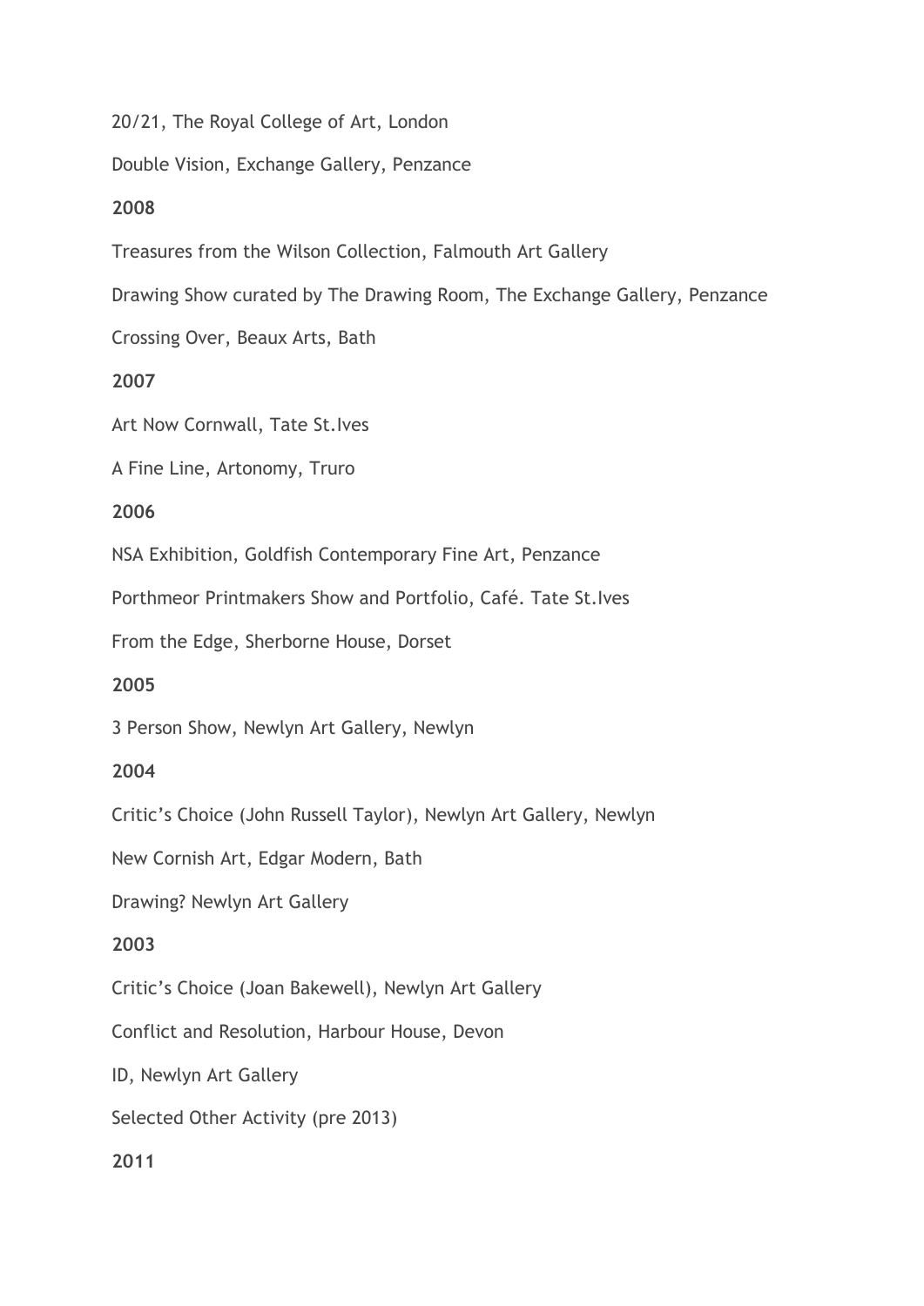20/21, The Royal College of Art, London

Double Vision, Exchange Gallery, Penzance

**2008**

Treasures from the Wilson Collection, Falmouth Art Gallery

Drawing Show curated by The Drawing Room, The Exchange Gallery, Penzance

Crossing Over, Beaux Arts, Bath

**2007**

Art Now Cornwall, Tate St.Ives

A Fine Line, Artonomy, Truro

**2006**

NSA Exhibition, Goldfish Contemporary Fine Art, Penzance

Porthmeor Printmakers Show and Portfolio, Café. Tate St.Ives

From the Edge, Sherborne House, Dorset

**2005**

3 Person Show, Newlyn Art Gallery, Newlyn

**2004**

Critic's Choice (John Russell Taylor), Newlyn Art Gallery, Newlyn

New Cornish Art, Edgar Modern, Bath

Drawing? Newlyn Art Gallery

**2003**

Critic's Choice (Joan Bakewell), Newlyn Art Gallery

Conflict and Resolution, Harbour House, Devon

ID, Newlyn Art Gallery

Selected Other Activity (pre 2013)

**2011**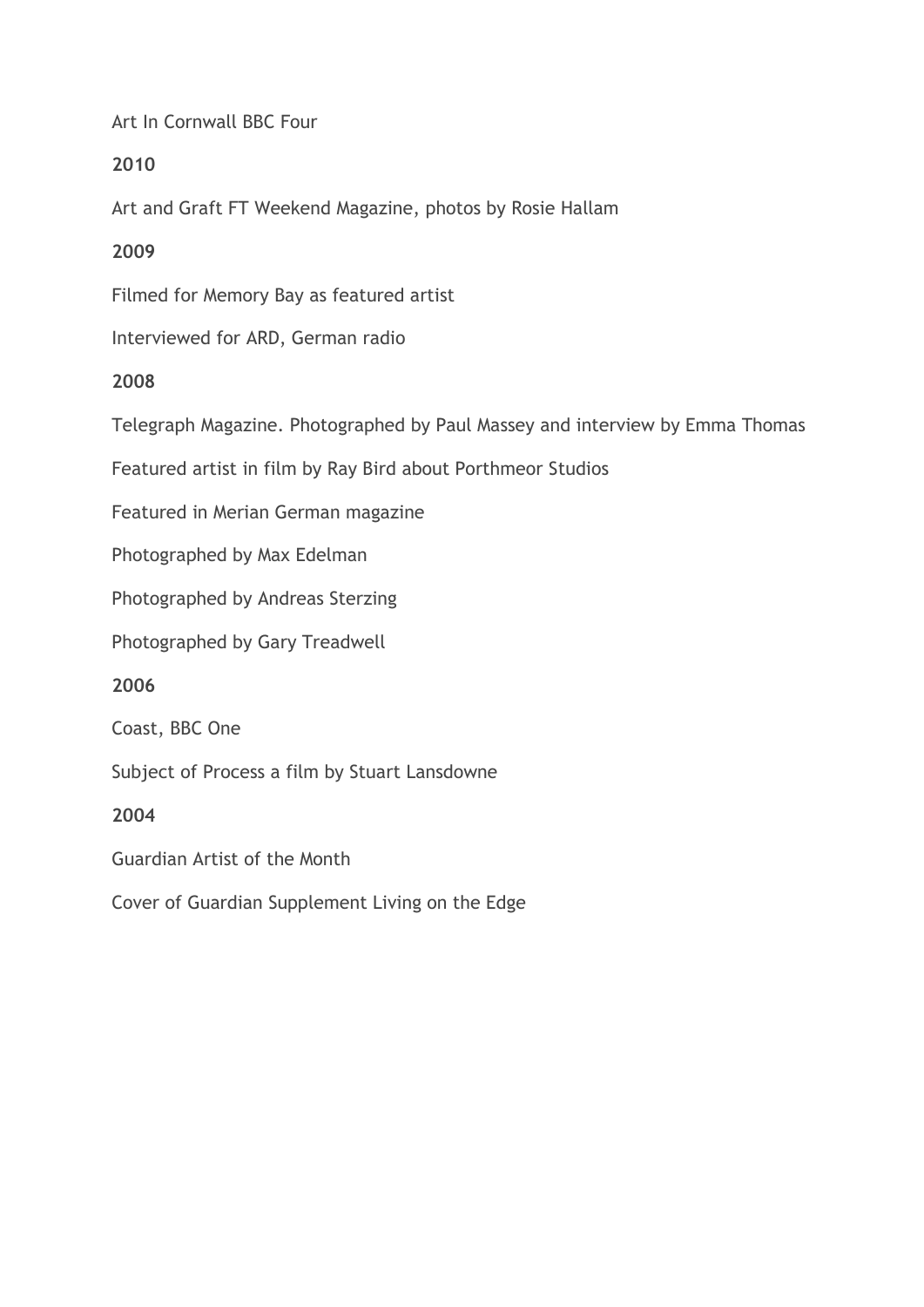Art In Cornwall BBC Four

**2010**

Art and Graft FT Weekend Magazine, photos by Rosie Hallam

**2009**

Filmed for Memory Bay as featured artist

Interviewed for ARD, German radio

**2008**

Telegraph Magazine. Photographed by Paul Massey and interview by Emma Thomas

Featured artist in film by Ray Bird about Porthmeor Studios

Featured in Merian German magazine

Photographed by Max Edelman

Photographed by Andreas Sterzing

Photographed by Gary Treadwell

**2006**

Coast, BBC One

Subject of Process a film by Stuart Lansdowne

**2004**

Guardian Artist of the Month

Cover of Guardian Supplement Living on the Edge